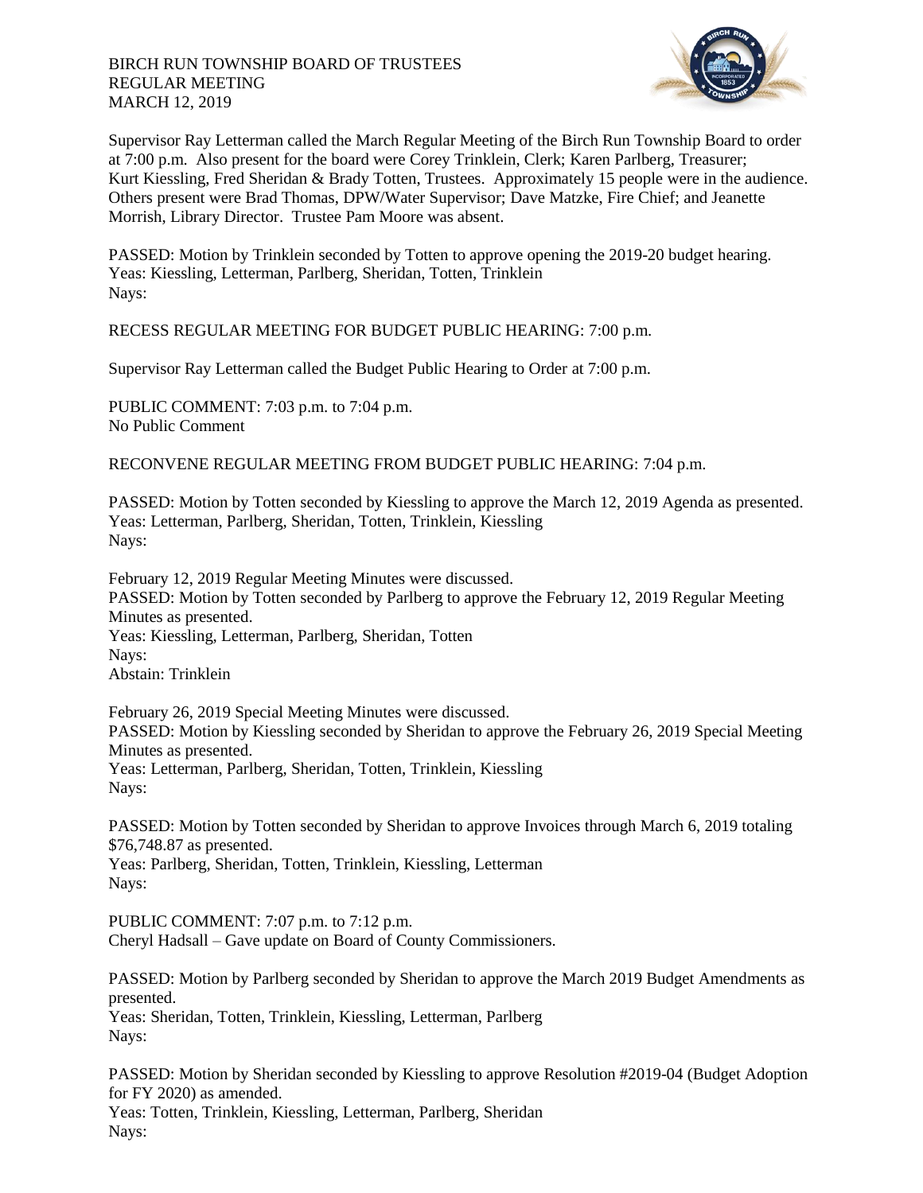BIRCH RUN TOWNSHIP BOARD OF TRUSTEES
REGULAR MEETING
MARCH 12, 2019

Supervisor Ray Letterman called the March Regular Meeting of the Birch Run Township Board to order at 7:00 p.m. Also present for the board were Corey Trinklein, Clerk; Karen Parlberg, Treasurer; Kurt Kiessling, Fred Sheridan & Brady Totten, Trustees. Approximately 15 people were in the audience. Others present were Brad Thomas, DPW/Water Supervisor; Dave Matzke, Fire Chief; and Jeanette Morrish, Library Director. Trustee Pam Moore was absent.

PASSED: Motion by Trinklein seconded by Totten to approve opening the 2019-20 budget hearing.
Yeas: Kiessling, Letterman, Parlberg, Sheridan, Totten, Trinklein
Nays:

RECESS REGULAR MEETING FOR BUDGET PUBLIC HEARING: 7:00 p.m.

Supervisor Ray Letterman called the Budget Public Hearing to Order at 7:00 p.m.

PUBLIC COMMENT: 7:03 p.m. to 7:04 p.m.
No Public Comment

RECONVENE REGULAR MEETING FROM BUDGET PUBLIC HEARING: 7:04 p.m.

PASSED: Motion by Totten seconded by Kiessling to approve the March 12, 2019 Agenda as presented.
Yeas: Letterman, Parlberg, Sheridan, Totten, Trinklein, Kiessling
Nays:

February 12, 2019 Regular Meeting Minutes were discussed.
PASSED: Motion by Totten seconded by Parlberg to approve the February 12, 2019 Regular Meeting Minutes as presented.
Yeas: Kiessling, Letterman, Parlberg, Sheridan, Totten
Nays:
Abstain: Trinklein

February 26, 2019 Special Meeting Minutes were discussed.
PASSED: Motion by Kiessling seconded by Sheridan to approve the February 26, 2019 Special Meeting Minutes as presented.
Yeas: Letterman, Parlberg, Sheridan, Totten, Trinklein, Kiessling
Nays:

PASSED: Motion by Totten seconded by Sheridan to approve Invoices through March 6, 2019 totaling $76,748.87 as presented.
Yeas: Parlberg, Sheridan, Totten, Trinklein, Kiessling, Letterman
Nays:

PUBLIC COMMENT: 7:07 p.m. to 7:12 p.m.
Cheryl Hadsall – Gave update on Board of County Commissioners.

PASSED: Motion by Parlberg seconded by Sheridan to approve the March 2019 Budget Amendments as presented.
Yeas: Sheridan, Totten, Trinklein, Kiessling, Letterman, Parlberg
Nays:

PASSED: Motion by Sheridan seconded by Kiessling to approve Resolution #2019-04 (Budget Adoption for FY 2020) as amended.
Yeas: Totten, Trinklein, Kiessling, Letterman, Parlberg, Sheridan
Nays: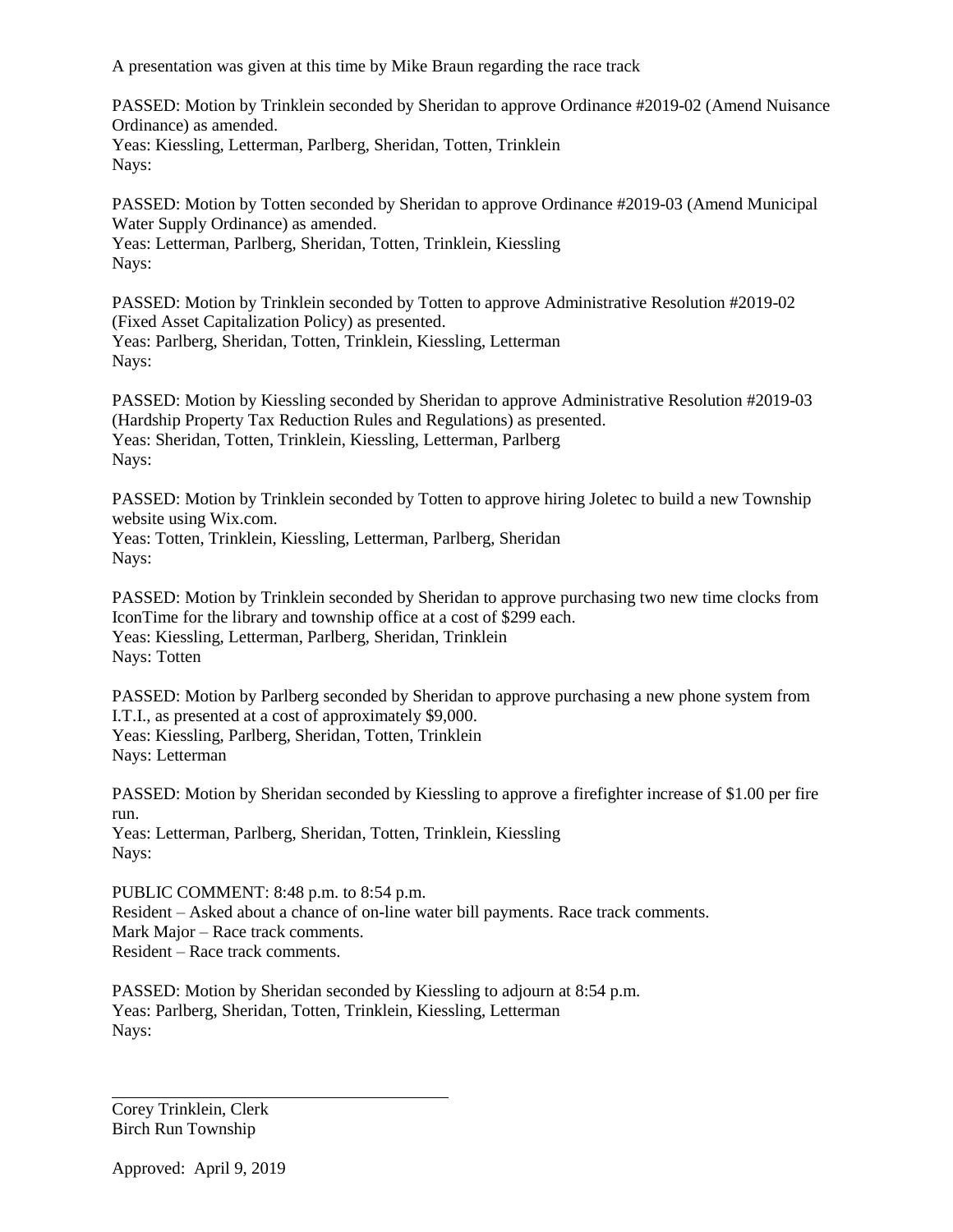A presentation was given at this time by Mike Braun regarding the race track

PASSED: Motion by Trinklein seconded by Sheridan to approve Ordinance #2019-02 (Amend Nuisance Ordinance) as amended.
Yeas: Kiessling, Letterman, Parlberg, Sheridan, Totten, Trinklein
Nays:

PASSED: Motion by Totten seconded by Sheridan to approve Ordinance #2019-03 (Amend Municipal Water Supply Ordinance) as amended.
Yeas: Letterman, Parlberg, Sheridan, Totten, Trinklein, Kiessling
Nays:

PASSED: Motion by Trinklein seconded by Totten to approve Administrative Resolution #2019-02 (Fixed Asset Capitalization Policy) as presented.
Yeas: Parlberg, Sheridan, Totten, Trinklein, Kiessling, Letterman
Nays:

PASSED: Motion by Kiessling seconded by Sheridan to approve Administrative Resolution #2019-03 (Hardship Property Tax Reduction Rules and Regulations) as presented.
Yeas: Sheridan, Totten, Trinklein, Kiessling, Letterman, Parlberg
Nays:

PASSED: Motion by Trinklein seconded by Totten to approve hiring Joletec to build a new Township website using Wix.com.
Yeas: Totten, Trinklein, Kiessling, Letterman, Parlberg, Sheridan
Nays:

PASSED: Motion by Trinklein seconded by Sheridan to approve purchasing two new time clocks from IconTime for the library and township office at a cost of $299 each.
Yeas: Kiessling, Letterman, Parlberg, Sheridan, Trinklein
Nays: Totten

PASSED: Motion by Parlberg seconded by Sheridan to approve purchasing a new phone system from I.T.I., as presented at a cost of approximately $9,000.
Yeas: Kiessling, Parlberg, Sheridan, Totten, Trinklein
Nays: Letterman

PASSED: Motion by Sheridan seconded by Kiessling to approve a firefighter increase of $1.00 per fire run.
Yeas: Letterman, Parlberg, Sheridan, Totten, Trinklein, Kiessling
Nays:

PUBLIC COMMENT: 8:48 p.m. to 8:54 p.m.
Resident – Asked about a chance of on-line water bill payments. Race track comments.
Mark Major – Race track comments.
Resident – Race track comments.

PASSED: Motion by Sheridan seconded by Kiessling to adjourn at 8:54 p.m.
Yeas: Parlberg, Sheridan, Totten, Trinklein, Kiessling, Letterman
Nays:

Corey Trinklein, Clerk
Birch Run Township

Approved: April 9, 2019